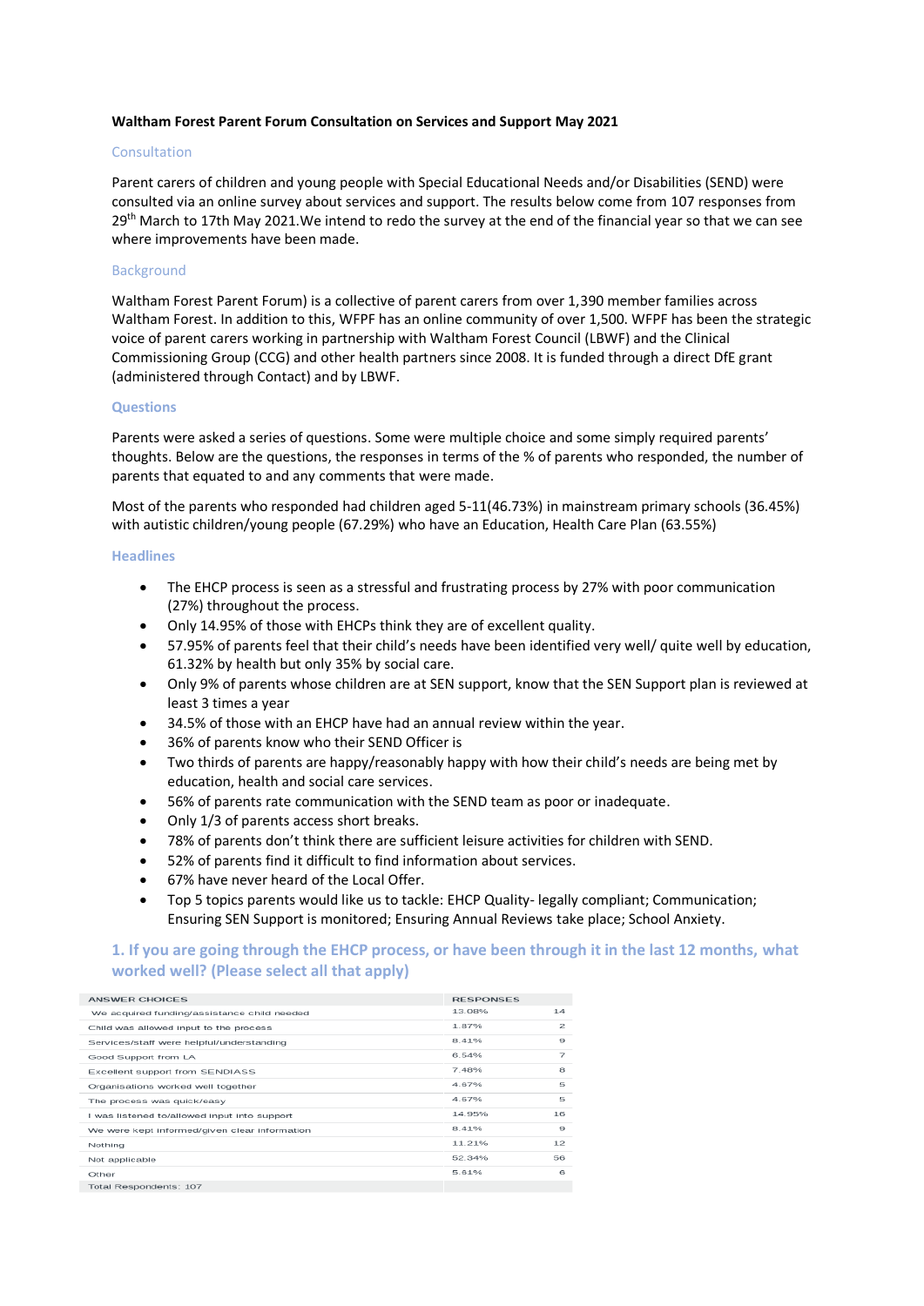**Waltham Forest Parent Forum Consultation on Services and Support May 2021**

## Consultation

Parent carers of children and young people with Special Educational Needs and/or Disabilities (SEND) were consulted via an online survey about services and support. The results below come from 107 responses from 29th March to 17th May 2021.We intend to redo the survey at the end of the financial year so that we can see where improvements have been made.

## Background

Waltham Forest Parent Forum) is a collective of parent carers from over 1,390 member families across Waltham Forest. In addition to this, WFPF has an online community of over 1,500. WFPF has been the strategic voice of parent carers working in partnership with Waltham Forest Council (LBWF) and the Clinical Commissioning Group (CCG) and other health partners since 2008. It is funded through a direct DfE grant (administered through Contact) and by LBWF.

## Questions

Parents were asked a series of questions. Some were multiple choice and some simply required parents' thoughts. Below are the questions, the responses in terms of the % of parents who responded, the number of parents that equated to and any comments that were made.

Most of the parents who responded had children aged 5-11(46.73%) in mainstream primary schools (36.45%) with autistic children/young people (67.29%) who have an Education, Health Care Plan (63.55%)

## Headlines

- The EHCP process is seen as a stressful and frustrating process by 27% with poor communication (27%) throughout the process.
- Only 14.95% of those with EHCPs think they are of excellent quality.
- 57.95% of parents feel that their child's needs have been identified very well/ quite well by education, 61.32% by health but only 35% by social care.
- Only 9% of parents whose children are at SEN support, know that the SEN Support plan is reviewed at least 3 times a year
- 34.5% of those with an EHCP have had an annual review within the year.
- 36% of parents know who their SEND Officer is
- Two thirds of parents are happy/reasonably happy with how their child's needs are being met by education, health and social care services.
- 56% of parents rate communication with the SEND team as poor or inadequate.
- Only 1/3 of parents access short breaks.
- 78% of parents don't think there are sufficient leisure activities for children with SEND.
- 52% of parents find it difficult to find information about services.
- 67% have never heard of the Local Offer.
- Top 5 topics parents would like us to tackle: EHCP Quality- legally compliant; Communication; Ensuring SEN Support is monitored; Ensuring Annual Reviews take place; School Anxiety.

## 1. If you are going through the EHCP process, or have been through it in the last 12 months, what worked well? (Please select all that apply)

| ANSWER CHOICES | RESPONSES | |
|---|---|---|
| We acquired funding/assistance child needed | 13.08% | 14 |
| Child was allowed input to the process | 1.87% | 2 |
| Services/staff were helpful/understanding | 8.41% | 9 |
| Good Support from LA | 6.54% | 7 |
| Excellent support from SENDIASS | 7.48% | 8 |
| Organisations worked well together | 4.67% | 5 |
| The process was quick/easy | 4.67% | 5 |
| I was listened to/allowed input into support | 14.95% | 16 |
| We were kept informed/given clear information | 8.41% | 9 |
| Nothing | 11.21% | 12 |
| Not applicable | 52.34% | 56 |
| Other | 5.61% | 6 |
| Total Respondents: 107 | | |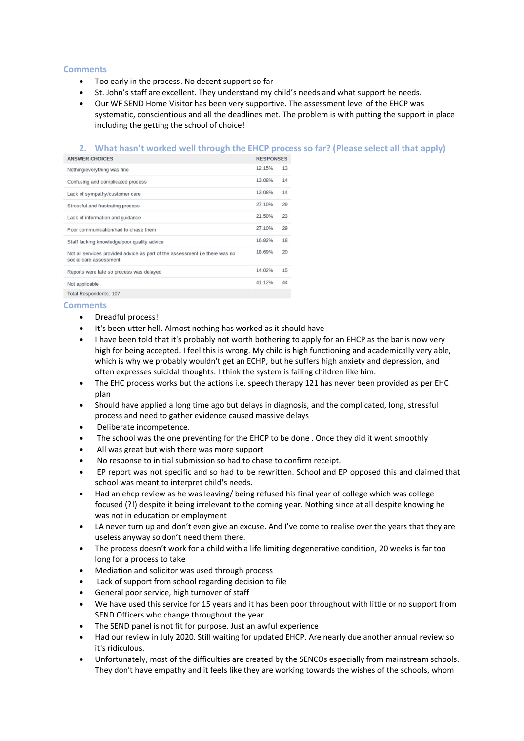## Comments

- Too early in the process. No decent support so far
- St. John's staff are excellent. They understand my child's needs and what support he needs.
- Our WF SEND Home Visitor has been very supportive. The assessment level of the EHCP was systematic, conscientious and all the deadlines met. The problem is with putting the support in place including the getting the school of choice!

## 2. What hasn't worked well through the EHCP process so far? (Please select all that apply)

| ANSWER CHOICES | RESPONSES | |
|---|---|---|
| Nothing/everything was fine | 12.15% | 13 |
| Confusing and complicated process | 13.08% | 14 |
| Lack of sympathy/customer care | 13.08% | 14 |
| Stressful and frustrating process | 27.10% | 29 |
| Lack of information and guidance | 21.50% | 23 |
| Poor communication/had to chase them | 27.10% | 29 |
| Staff lacking knowledge/poor quality advice | 16.82% | 18 |
| Not all services provided advice as part of the assessment i.e there was no social care assessment | 18.69% | 20 |
| Reports were late so process was delayed | 14.02% | 15 |
| Not applicable | 41.12% | 44 |
| Total Respondents: 107 | | |

## Comments

- Dreadful process!
- It's been utter hell. Almost nothing has worked as it should have
- I have been told that it's probably not worth bothering to apply for an EHCP as the bar is now very high for being accepted. I feel this is wrong. My child is high functioning and academically very able, which is why we probably wouldn't get an ECHP, but he suffers high anxiety and depression, and often expresses suicidal thoughts. I think the system is failing children like him.
- The EHC process works but the actions i.e. speech therapy 121 has never been provided as per EHC plan
- Should have applied a long time ago but delays in diagnosis, and the complicated, long, stressful process and need to gather evidence caused massive delays
- Deliberate incompetence.
- The school was the one preventing for the EHCP to be done . Once they did it went smoothly
- All was great but wish there was more support
- No response to initial submission so had to chase to confirm receipt.
- EP report was not specific and so had to be rewritten. School and EP opposed this and claimed that school was meant to interpret child's needs.
- Had an ehcp review as he was leaving/ being refused his final year of college which was college focused (?!) despite it being irrelevant to the coming year. Nothing since at all despite knowing he was not in education or employment
- LA never turn up and don't even give an excuse. And I've come to realise over the years that they are useless anyway so don't need them there.
- The process doesn't work for a child with a life limiting degenerative condition, 20 weeks is far too long for a process to take
- Mediation and solicitor was used through process
- Lack of support from school regarding decision to file
- General poor service, high turnover of staff
- We have used this service for 15 years and it has been poor throughout with little or no support from SEND Officers who change throughout the year
- The SEND panel is not fit for purpose. Just an awful experience
- Had our review in July 2020. Still waiting for updated EHCP. Are nearly due another annual review so it's ridiculous.
- Unfortunately, most of the difficulties are created by the SENCOs especially from mainstream schools. They don't have empathy and it feels like they are working towards the wishes of the schools, whom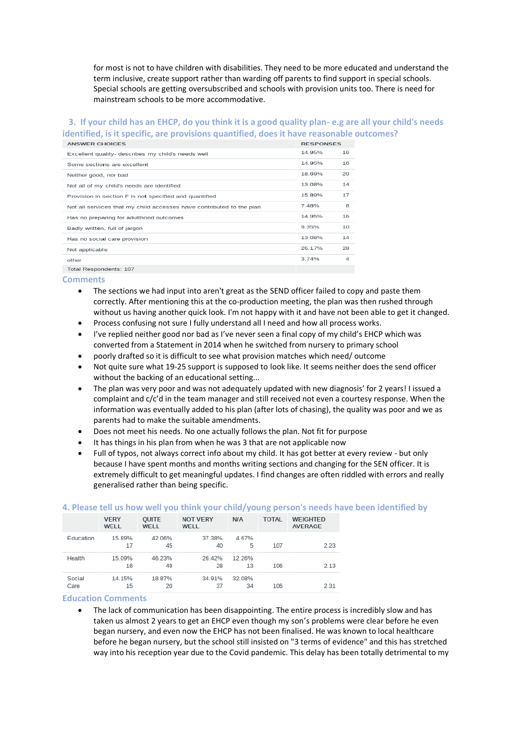for most is not to have children with disabilities. They need to be more educated and understand the term inclusive, create support rather than warding off parents to find support in special schools. Special schools are getting oversubscribed and schools with provision units too. There is need for mainstream schools to be more accommodative.

### 3. If your child has an EHCP, do you think it is a good quality plan- e.g are all your child's needs identified, is it specific, are provisions quantified, does it have reasonable outcomes?

| ANSWER CHOICES | RESPONSES | |
|---|---|---|
| Excellent quality- describes my child's needs well | 14.95% | 16 |
| Some sections are excellent | 14.95% | 16 |
| Neither good, nor bad | 18.69% | 20 |
| Not all of my child's needs are identified | 13.08% | 14 |
| Provision in section F is not specified and quantified | 15.89% | 17 |
| Not all services that my child accesses have contributed to the plan | 7.48% | 8 |
| Has no preparing for adulthood outcomes | 14.95% | 16 |
| Badly written, full of jargon | 9.35% | 10 |
| Has no social care provision | 13.08% | 14 |
| Not applicable | 26.17% | 28 |
| other | 3.74% | 4 |
| Total Respondents: 107 | | |

### Comments

- The sections we had input into aren't great as the SEND officer failed to copy and paste them correctly. After mentioning this at the co-production meeting, the plan was then rushed through without us having another quick look. I'm not happy with it and have not been able to get it changed.
- Process confusing not sure I fully understand all I need and how all process works.
- I've replied neither good nor bad as I've never seen a final copy of my child's EHCP which was converted from a Statement in 2014 when he switched from nursery to primary school
- poorly drafted so it is difficult to see what provision matches which need/ outcome
- Not quite sure what 19-25 support is supposed to look like. It seems neither does the send officer without the backing of an educational setting...
- The plan was very poor and was not adequately updated with new diagnosis' for 2 years! I issued a complaint and c/c'd in the team manager and still received not even a courtesy response. When the information was eventually added to his plan (after lots of chasing), the quality was poor and we as parents had to make the suitable amendments.
- Does not meet his needs. No one actually follows the plan. Not fit for purpose
- It has things in his plan from when he was 3 that are not applicable now
- Full of typos, not always correct info about my child. It has got better at every review - but only because I have spent months and months writing sections and changing for the SEN officer. It is extremely difficult to get meaningful updates. I find changes are often riddled with errors and really generalised rather than being specific.

### 4. Please tell us how well you think your child/young person's needs have been identified by

| | VERY WELL | QUITE WELL | NOT VERY WELL | N/A | TOTAL | WEIGHTED AVERAGE |
|---|---|---|---|---|---|---|
| Education | 15.89%<br>17 | 42.06%<br>45 | 37.38%<br>40 | 4.67%<br>5 | 107 | 2.23 |
| Health | 15.09%<br>16 | 46.23%<br>49 | 26.42%<br>28 | 12.26%<br>13 | 106 | 2.13 |
| Social Care | 14.15%<br>15 | 18.87%<br>20 | 34.91%<br>37 | 32.08%<br>34 | 106 | 2.31 |

### Education Comments

- The lack of communication has been disappointing. The entire process is incredibly slow and has taken us almost 2 years to get an EHCP even though my son's problems were clear before he even began nursery, and even now the EHCP has not been finalised. He was known to local healthcare before he began nursery, but the school still insisted on "3 terms of evidence" and this has stretched way into his reception year due to the Covid pandemic. This delay has been totally detrimental to my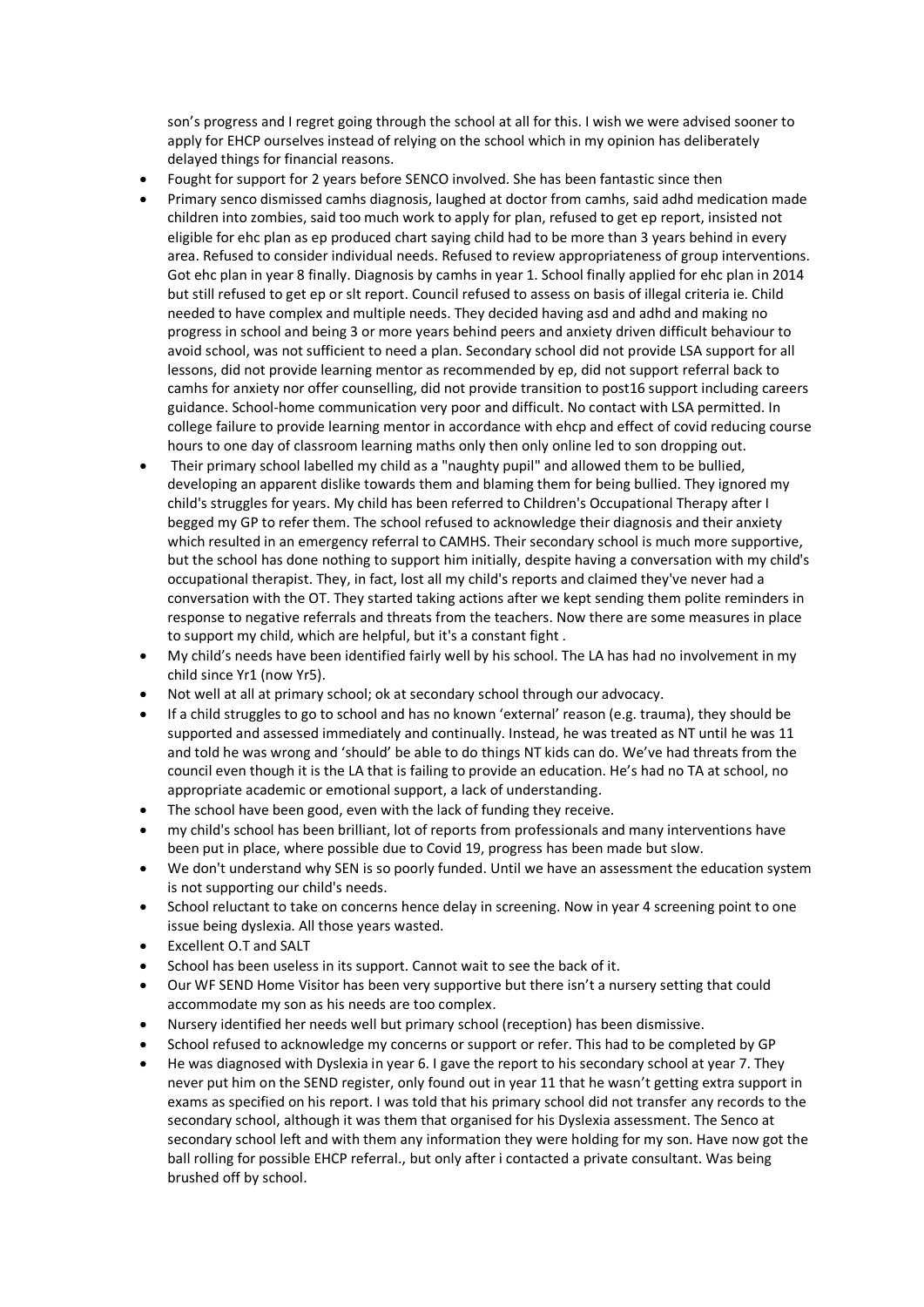son's progress and I regret going through the school at all for this. I wish we were advised sooner to apply for EHCP ourselves instead of relying on the school which in my opinion has deliberately delayed things for financial reasons.

- Fought for support for 2 years before SENCO involved. She has been fantastic since then
- Primary senco dismissed camhs diagnosis, laughed at doctor from camhs, said adhd medication made children into zombies, said too much work to apply for plan, refused to get ep report, insisted not eligible for ehc plan as ep produced chart saying child had to be more than 3 years behind in every area. Refused to consider individual needs. Refused to review appropriateness of group interventions. Got ehc plan in year 8 finally. Diagnosis by camhs in year 1. School finally applied for ehc plan in 2014 but still refused to get ep or slt report. Council refused to assess on basis of illegal criteria ie. Child needed to have complex and multiple needs. They decided having asd and adhd and making no progress in school and being 3 or more years behind peers and anxiety driven difficult behaviour to avoid school, was not sufficient to need a plan. Secondary school did not provide LSA support for all lessons, did not provide learning mentor as recommended by ep, did not support referral back to camhs for anxiety nor offer counselling, did not provide transition to post16 support including careers guidance. School-home communication very poor and difficult. No contact with LSA permitted. In college failure to provide learning mentor in accordance with ehcp and effect of covid reducing course hours to one day of classroom learning maths only then only online led to son dropping out.
- Their primary school labelled my child as a "naughty pupil" and allowed them to be bullied, developing an apparent dislike towards them and blaming them for being bullied. They ignored my child's struggles for years. My child has been referred to Children's Occupational Therapy after I begged my GP to refer them. The school refused to acknowledge their diagnosis and their anxiety which resulted in an emergency referral to CAMHS. Their secondary school is much more supportive, but the school has done nothing to support him initially, despite having a conversation with my child's occupational therapist. They, in fact, lost all my child's reports and claimed they've never had a conversation with the OT. They started taking actions after we kept sending them polite reminders in response to negative referrals and threats from the teachers. Now there are some measures in place to support my child, which are helpful, but it's a constant fight .
- My child's needs have been identified fairly well by his school. The LA has had no involvement in my child since Yr1 (now Yr5).
- Not well at all at primary school; ok at secondary school through our advocacy.
- If a child struggles to go to school and has no known 'external' reason (e.g. trauma), they should be supported and assessed immediately and continually. Instead, he was treated as NT until he was 11 and told he was wrong and 'should' be able to do things NT kids can do. We've had threats from the council even though it is the LA that is failing to provide an education. He's had no TA at school, no appropriate academic or emotional support, a lack of understanding.
- The school have been good, even with the lack of funding they receive.
- my child's school has been brilliant, lot of reports from professionals and many interventions have been put in place, where possible due to Covid 19, progress has been made but slow.
- We don't understand why SEN is so poorly funded. Until we have an assessment the education system is not supporting our child's needs.
- School reluctant to take on concerns hence delay in screening. Now in year 4 screening point to one issue being dyslexia. All those years wasted.
- Excellent O.T and SALT
- School has been useless in its support. Cannot wait to see the back of it.
- Our WF SEND Home Visitor has been very supportive but there isn't a nursery setting that could accommodate my son as his needs are too complex.
- Nursery identified her needs well but primary school (reception) has been dismissive.
- School refused to acknowledge my concerns or support or refer. This had to be completed by GP
- He was diagnosed with Dyslexia in year 6. I gave the report to his secondary school at year 7. They never put him on the SEND register, only found out in year 11 that he wasn't getting extra support in exams as specified on his report. I was told that his primary school did not transfer any records to the secondary school, although it was them that organised for his Dyslexia assessment. The Senco at secondary school left and with them any information they were holding for my son. Have now got the ball rolling for possible EHCP referral., but only after i contacted a private consultant. Was being brushed off by school.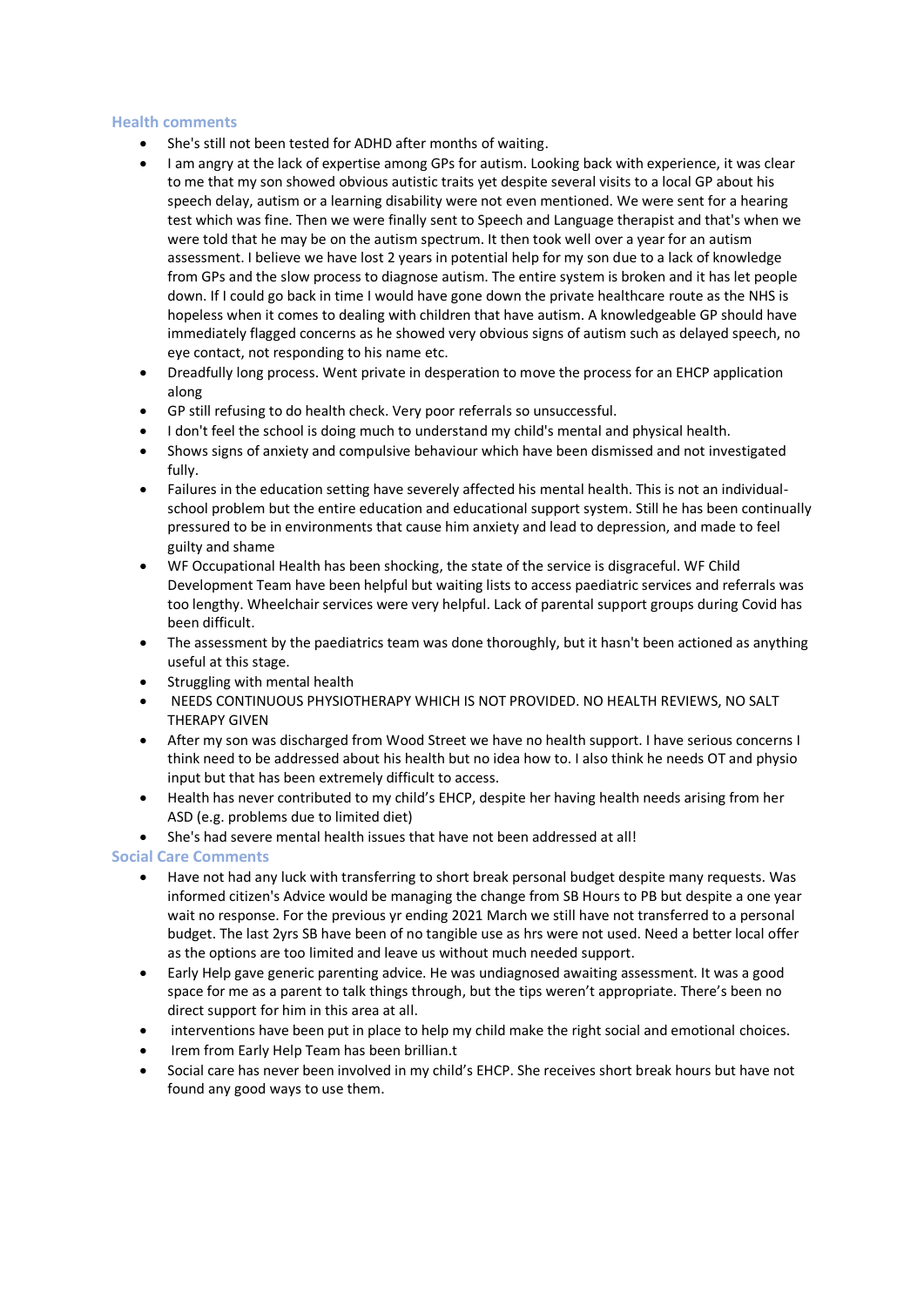## Health comments

- She's still not been tested for ADHD after months of waiting.
- I am angry at the lack of expertise among GPs for autism. Looking back with experience, it was clear to me that my son showed obvious autistic traits yet despite several visits to a local GP about his speech delay, autism or a learning disability were not even mentioned. We were sent for a hearing test which was fine. Then we were finally sent to Speech and Language therapist and that's when we were told that he may be on the autism spectrum. It then took well over a year for an autism assessment. I believe we have lost 2 years in potential help for my son due to a lack of knowledge from GPs and the slow process to diagnose autism. The entire system is broken and it has let people down. If I could go back in time I would have gone down the private healthcare route as the NHS is hopeless when it comes to dealing with children that have autism. A knowledgeable GP should have immediately flagged concerns as he showed very obvious signs of autism such as delayed speech, no eye contact, not responding to his name etc.
- Dreadfully long process. Went private in desperation to move the process for an EHCP application along
- GP still refusing to do health check. Very poor referrals so unsuccessful.
- I don't feel the school is doing much to understand my child's mental and physical health.
- Shows signs of anxiety and compulsive behaviour which have been dismissed and not investigated fully.
- Failures in the education setting have severely affected his mental health. This is not an individual-school problem but the entire education and educational support system. Still he has been continually pressured to be in environments that cause him anxiety and lead to depression, and made to feel guilty and shame
- WF Occupational Health has been shocking, the state of the service is disgraceful. WF Child Development Team have been helpful but waiting lists to access paediatric services and referrals was too lengthy. Wheelchair services were very helpful. Lack of parental support groups during Covid has been difficult.
- The assessment by the paediatrics team was done thoroughly, but it hasn't been actioned as anything useful at this stage.
- Struggling with mental health
- NEEDS CONTINUOUS PHYSIOTHERAPY WHICH IS NOT PROVIDED. NO HEALTH REVIEWS, NO SALT THERAPY GIVEN
- After my son was discharged from Wood Street we have no health support. I have serious concerns I think need to be addressed about his health but no idea how to. I also think he needs OT and physio input but that has been extremely difficult to access.
- Health has never contributed to my child's EHCP, despite her having health needs arising from her ASD (e.g. problems due to limited diet)
- She's had severe mental health issues that have not been addressed at all!

## Social Care Comments

- Have not had any luck with transferring to short break personal budget despite many requests. Was informed citizen's Advice would be managing the change from SB Hours to PB but despite a one year wait no response. For the previous yr ending 2021 March we still have not transferred to a personal budget. The last 2yrs SB have been of no tangible use as hrs were not used. Need a better local offer as the options are too limited and leave us without much needed support.
- Early Help gave generic parenting advice. He was undiagnosed awaiting assessment. It was a good space for me as a parent to talk things through, but the tips weren't appropriate. There's been no direct support for him in this area at all.
- interventions have been put in place to help my child make the right social and emotional choices.
- Irem from Early Help Team has been brillian.t
- Social care has never been involved in my child's EHCP. She receives short break hours but have not found any good ways to use them.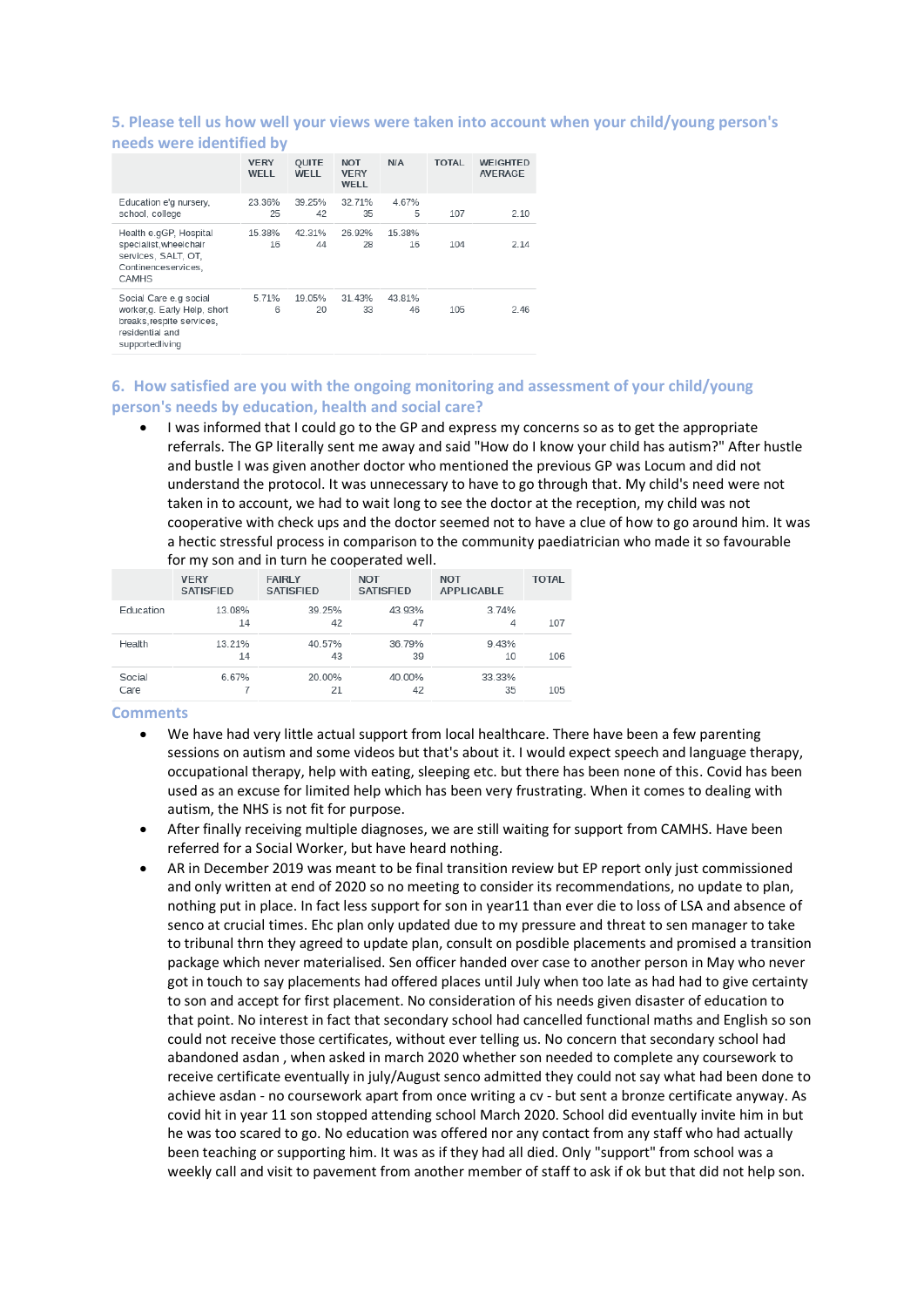## 5. Please tell us how well your views were taken into account when your child/young person's needs were identified by

| | VERY WELL | QUITE WELL | NOT VERY WELL | N/A | TOTAL | WEIGHTED AVERAGE |
|---|---|---|---|---|---|---|
| Education e'g nursery, school, college | 23.36%<br>25 | 39.25%<br>42 | 32.71%<br>35 | 4.67%<br>5 | 107 | 2.10 |
| Health e.gGP, Hospital specialist,wheelchair services, SALT, OT, Continenceservices, CAMHS | 15.38%<br>16 | 42.31%<br>44 | 26.92%<br>28 | 15.38%<br>16 | 104 | 2.14 |
| Social Care e.g social worker,g. Early Help, short breaks,respite services, residential and supportedliving | 5.71%<br>6 | 19.05%<br>20 | 31.43%<br>33 | 43.81%<br>46 | 105 | 2.46 |

## 6. How satisfied are you with the ongoing monitoring and assessment of your child/young person's needs by education, health and social care?

- I was informed that I could go to the GP and express my concerns so as to get the appropriate referrals. The GP literally sent me away and said "How do I know your child has autism?" After hustle and bustle I was given another doctor who mentioned the previous GP was Locum and did not understand the protocol. It was unnecessary to have to go through that. My child's need were not taken in to account, we had to wait long to see the doctor at the reception, my child was not cooperative with check ups and the doctor seemed not to have a clue of how to go around him. It was a hectic stressful process in comparison to the community paediatrician who made it so favourable for my son and in turn he cooperated well.

| | VERY SATISFIED | FAIRLY SATISFIED | NOT SATISFIED | NOT APPLICABLE | TOTAL |
|---|---|---|---|---|---|
| Education | 13.08%<br>14 | 39.25%<br>42 | 43.93%<br>47 | 3.74%<br>4 | 107 |
| Health | 13.21%<br>14 | 40.57%<br>43 | 36.79%<br>39 | 9.43%<br>10 | 106 |
| Social Care | 6.67%<br>7 | 20.00%<br>21 | 40.00%<br>42 | 33.33%<br>35 | 105 |

### Comments

- We have had very little actual support from local healthcare. There have been a few parenting sessions on autism and some videos but that's about it. I would expect speech and language therapy, occupational therapy, help with eating, sleeping etc. but there has been none of this. Covid has been used as an excuse for limited help which has been very frustrating. When it comes to dealing with autism, the NHS is not fit for purpose.
- After finally receiving multiple diagnoses, we are still waiting for support from CAMHS. Have been referred for a Social Worker, but have heard nothing.
- AR in December 2019 was meant to be final transition review but EP report only just commissioned and only written at end of 2020 so no meeting to consider its recommendations, no update to plan, nothing put in place. In fact less support for son in year11 than ever die to loss of LSA and absence of senco at crucial times. Ehc plan only updated due to my pressure and threat to sen manager to take to tribunal thrn they agreed to update plan, consult on posdible placements and promised a transition package which never materialised. Sen officer handed over case to another person in May who never got in touch to say placements had offered places until July when too late as had had to give certainty to son and accept for first placement. No consideration of his needs given disaster of education to that point. No interest in fact that secondary school had cancelled functional maths and English so son could not receive those certificates, without ever telling us. No concern that secondary school had abandoned asdan , when asked in march 2020 whether son needed to complete any coursework to receive certificate eventually in july/August senco admitted they could not say what had been done to achieve asdan - no coursework apart from once writing a cv - but sent a bronze certificate anyway. As covid hit in year 11 son stopped attending school March 2020. School did eventually invite him in but he was too scared to go. No education was offered nor any contact from any staff who had actually been teaching or supporting him. It was as if they had all died. Only "support" from school was a weekly call and visit to pavement from another member of staff to ask if ok but that did not help son.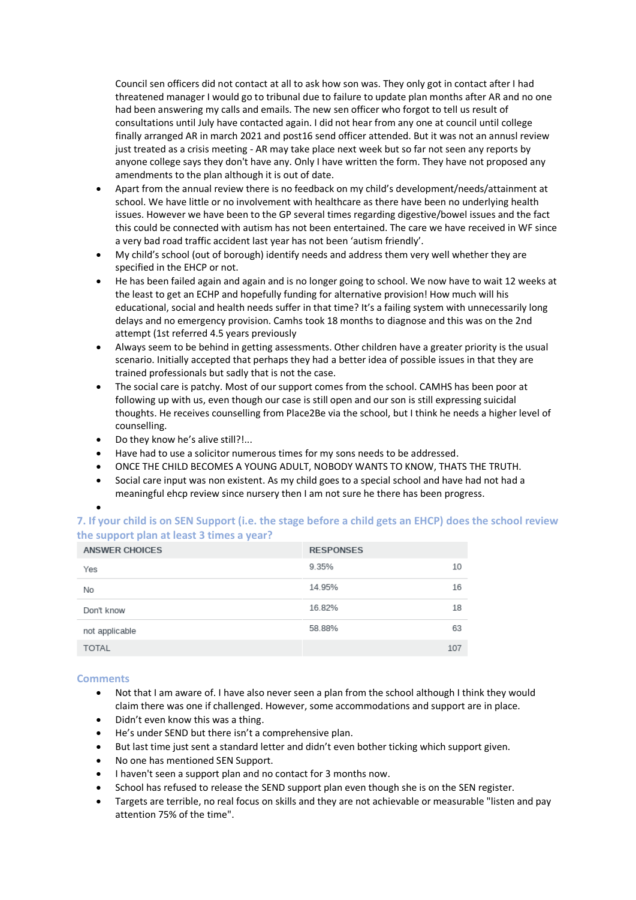Council sen officers did not contact at all to ask how son was. They only got in contact after I had threatened manager I would go to tribunal due to failure to update plan months after AR and no one had been answering my calls and emails. The new sen officer who forgot to tell us result of consultations until July have contacted again. I did not hear from any one at council until college finally arranged AR in march 2021 and post16 send officer attended. But it was not an annusl review just treated as a crisis meeting - AR may take place next week but so far not seen any reports by anyone college says they don't have any. Only I have written the form. They have not proposed any amendments to the plan although it is out of date.

- Apart from the annual review there is no feedback on my child's development/needs/attainment at school. We have little or no involvement with healthcare as there have been no underlying health issues. However we have been to the GP several times regarding digestive/bowel issues and the fact this could be connected with autism has not been entertained. The care we have received in WF since a very bad road traffic accident last year has not been 'autism friendly'.
- My child's school (out of borough) identify needs and address them very well whether they are specified in the EHCP or not.
- He has been failed again and again and is no longer going to school. We now have to wait 12 weeks at the least to get an ECHP and hopefully funding for alternative provision! How much will his educational, social and health needs suffer in that time? It's a failing system with unnecessarily long delays and no emergency provision. Camhs took 18 months to diagnose and this was on the 2nd attempt (1st referred 4.5 years previously
- Always seem to be behind in getting assessments. Other children have a greater priority is the usual scenario. Initially accepted that perhaps they had a better idea of possible issues in that they are trained professionals but sadly that is not the case.
- The social care is patchy. Most of our support comes from the school. CAMHS has been poor at following up with us, even though our case is still open and our son is still expressing suicidal thoughts. He receives counselling from Place2Be via the school, but I think he needs a higher level of counselling.
- Do they know he's alive still?!...
- Have had to use a solicitor numerous times for my sons needs to be addressed.
- ONCE THE CHILD BECOMES A YOUNG ADULT, NOBODY WANTS TO KNOW, THATS THE TRUTH.
- Social care input was non existent. As my child goes to a special school and have had not had a meaningful ehcp review since nursery then I am not sure he there has been progress.

## 7. If your child is on SEN Support (i.e. the stage before a child gets an EHCP) does the school review the support plan at least 3 times a year?

| ANSWER CHOICES | RESPONSES | |
|---|---|---|
| Yes | 9.35% | 10 |
| No | 14.95% | 16 |
| Don't know | 16.82% | 18 |
| not applicable | 58.88% | 63 |
| TOTAL | | 107 |

### Comments

- Not that I am aware of. I have also never seen a plan from the school although I think they would claim there was one if challenged. However, some accommodations and support are in place.
- Didn't even know this was a thing.
- He's under SEND but there isn't a comprehensive plan.
- But last time just sent a standard letter and didn't even bother ticking which support given.
- No one has mentioned SEN Support.
- I haven't seen a support plan and no contact for 3 months now.
- School has refused to release the SEND support plan even though she is on the SEN register.
- Targets are terrible, no real focus on skills and they are not achievable or measurable "listen and pay attention 75% of the time".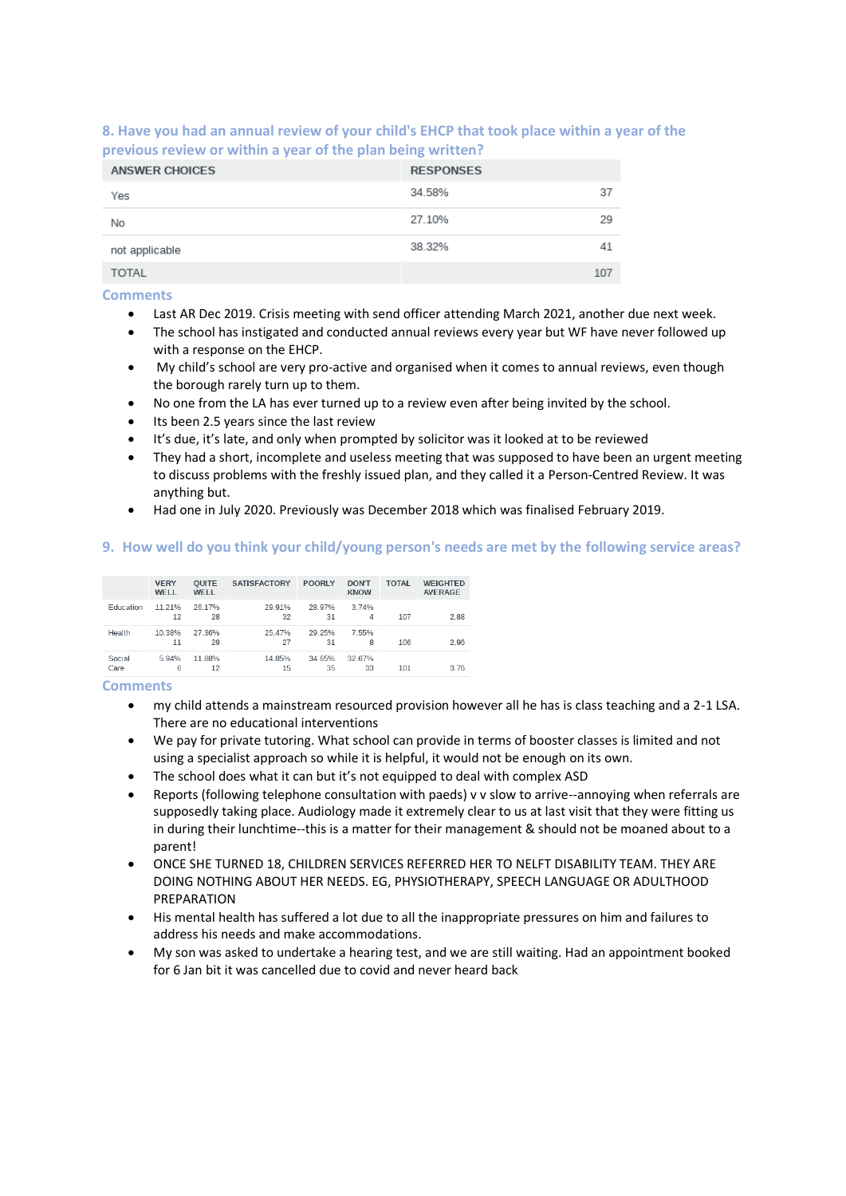## 8. Have you had an annual review of your child's EHCP that took place within a year of the previous review or within a year of the plan being written?

| ANSWER CHOICES | RESPONSES | |
|---|---|---|
| Yes | 34.58% | 37 |
| No | 27.10% | 29 |
| not applicable | 38.32% | 41 |
| TOTAL | | 107 |

### Comments

- Last AR Dec 2019. Crisis meeting with send officer attending March 2021, another due next week.
- The school has instigated and conducted annual reviews every year but WF have never followed up with a response on the EHCP.
- My child's school are very pro-active and organised when it comes to annual reviews, even though the borough rarely turn up to them.
- No one from the LA has ever turned up to a review even after being invited by the school.
- Its been 2.5 years since the last review
- It's due, it's late, and only when prompted by solicitor was it looked at to be reviewed
- They had a short, incomplete and useless meeting that was supposed to have been an urgent meeting to discuss problems with the freshly issued plan, and they called it a Person-Centred Review. It was anything but.
- Had one in July 2020. Previously was December 2018 which was finalised February 2019.

## 9. How well do you think your child/young person's needs are met by the following service areas?

| | VERY WELL | QUITE WELL | SATISFACTORY | POORLY | DON'T KNOW | TOTAL | WEIGHTED AVERAGE |
|---|---|---|---|---|---|---|---|
| Education | 11.21% 12 | 26.17% 28 | 29.91% 32 | 28.97% 31 | 3.74% 4 | 107 | 2.88 |
| Health | 10.38% 11 | 27.36% 29 | 25.47% 27 | 29.25% 31 | 7.55% 8 | 106 | 2.96 |
| Social Care | 5.94% 6 | 11.88% 12 | 14.85% 15 | 34.65% 35 | 32.67% 33 | 101 | 3.76 |

### Comments

- my child attends a mainstream resourced provision however all he has is class teaching and a 2-1 LSA. There are no educational interventions
- We pay for private tutoring. What school can provide in terms of booster classes is limited and not using a specialist approach so while it is helpful, it would not be enough on its own.
- The school does what it can but it's not equipped to deal with complex ASD
- Reports (following telephone consultation with paeds) v v slow to arrive--annoying when referrals are supposedly taking place. Audiology made it extremely clear to us at last visit that they were fitting us in during their lunchtime--this is a matter for their management & should not be moaned about to a parent!
- ONCE SHE TURNED 18, CHILDREN SERVICES REFERRED HER TO NELFT DISABILITY TEAM. THEY ARE DOING NOTHING ABOUT HER NEEDS. EG, PHYSIOTHERAPY, SPEECH LANGUAGE OR ADULTHOOD PREPARATION
- His mental health has suffered a lot due to all the inappropriate pressures on him and failures to address his needs and make accommodations.
- My son was asked to undertake a hearing test, and we are still waiting. Had an appointment booked for 6 Jan bit it was cancelled due to covid and never heard back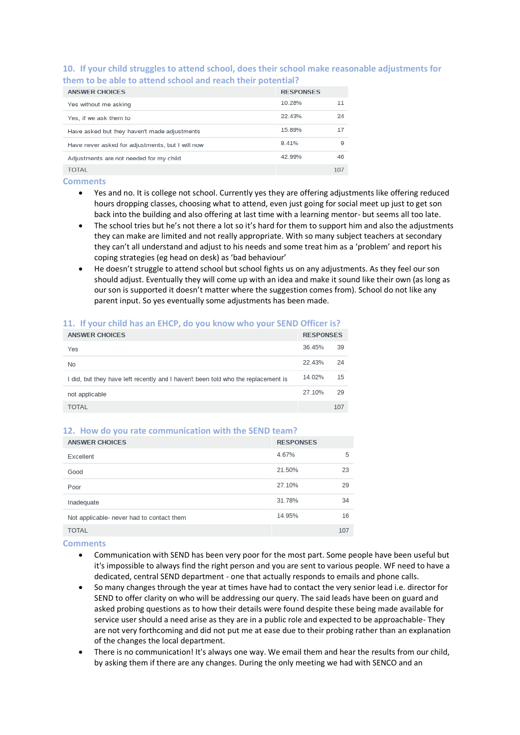## 10. If your child struggles to attend school, does their school make reasonable adjustments for them to be able to attend school and reach their potential?

| ANSWER CHOICES | RESPONSES | |
|---|---|---|
| Yes without me asking | 10.28% | 11 |
| Yes, if we ask them to | 22.43% | 24 |
| Have asked but they haven't made adjustments | 15.89% | 17 |
| Have never asked for adjustments, but I will now | 8.41% | 9 |
| Adjustments are not needed for my child | 42.99% | 46 |
| TOTAL | | 107 |

### Comments

- Yes and no. It is college not school. Currently yes they are offering adjustments like offering reduced hours dropping classes, choosing what to attend, even just going for social meet up just to get son back into the building and also offering at last time with a learning mentor- but seems all too late.
- The school tries but he's not there a lot so it's hard for them to support him and also the adjustments they can make are limited and not really appropriate. With so many subject teachers at secondary they can't all understand and adjust to his needs and some treat him as a 'problem' and report his coping strategies (eg head on desk) as 'bad behaviour'
- He doesn't struggle to attend school but school fights us on any adjustments. As they feel our son should adjust. Eventually they will come up with an idea and make it sound like their own (as long as our son is supported it doesn't matter where the suggestion comes from). School do not like any parent input. So yes eventually some adjustments has been made.

## 11. If your child has an EHCP, do you know who your SEND Officer is?

| ANSWER CHOICES | RESPONSES | |
|---|---|---|
| Yes | 36.45% | 39 |
| No | 22.43% | 24 |
| I did, but they have left recently and I haven't been told who the replacement is | 14.02% | 15 |
| not applicable | 27.10% | 29 |
| TOTAL | | 107 |

## 12. How do you rate communication with the SEND team?

| ANSWER CHOICES | RESPONSES | |
|---|---|---|
| Excellent | 4.67% | 5 |
| Good | 21.50% | 23 |
| Poor | 27.10% | 29 |
| Inadequate | 31.78% | 34 |
| Not applicable- never had to contact them | 14.95% | 16 |
| TOTAL | | 107 |

### Comments

- Communication with SEND has been very poor for the most part. Some people have been useful but it's impossible to always find the right person and you are sent to various people. WF need to have a dedicated, central SEND department - one that actually responds to emails and phone calls.
- So many changes through the year at times have had to contact the very senior lead i.e. director for SEND to offer clarity on who will be addressing our query. The said leads have been on guard and asked probing questions as to how their details were found despite these being made available for service user should a need arise as they are in a public role and expected to be approachable- They are not very forthcoming and did not put me at ease due to their probing rather than an explanation of the changes the local department.
- There is no communication! It's always one way. We email them and hear the results from our child, by asking them if there are any changes. During the only meeting we had with SENCO and an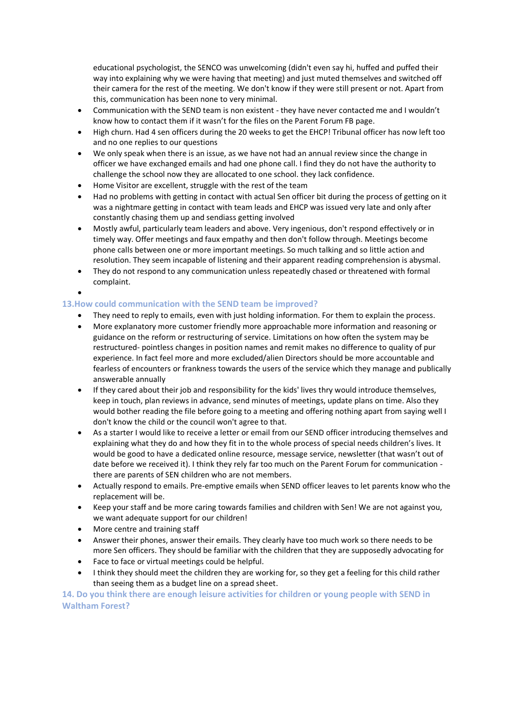educational psychologist, the SENCO was unwelcoming (didn't even say hi, huffed and puffed their way into explaining why we were having that meeting) and just muted themselves and switched off their camera for the rest of the meeting. We don't know if they were still present or not. Apart from this, communication has been none to very minimal.

- Communication with the SEND team is non existent - they have never contacted me and I wouldn't know how to contact them if it wasn't for the files on the Parent Forum FB page.
- High churn. Had 4 sen officers during the 20 weeks to get the EHCP! Tribunal officer has now left too and no one replies to our questions
- We only speak when there is an issue, as we have not had an annual review since the change in officer we have exchanged emails and had one phone call. I find they do not have the authority to challenge the school now they are allocated to one school. they lack confidence.
- Home Visitor are excellent, struggle with the rest of the team
- Had no problems with getting in contact with actual Sen officer bit during the process of getting on it was a nightmare getting in contact with team leads and EHCP was issued very late and only after constantly chasing them up and sendiass getting involved
- Mostly awful, particularly team leaders and above. Very ingenious, don't respond effectively or in timely way. Offer meetings and faux empathy and then don't follow through. Meetings become phone calls between one or more important meetings. So much talking and so little action and resolution. They seem incapable of listening and their apparent reading comprehension is abysmal.
- They do not respond to any communication unless repeatedly chased or threatened with formal complaint.

### 13.How could communication with the SEND team be improved?

- They need to reply to emails, even with just holding information. For them to explain the process.
- More explanatory more customer friendly more approachable more information and reasoning or guidance on the reform or restructuring of service. Limitations on how often the system may be restructured- pointless changes in position names and remit makes no difference to quality of pur experience. In fact feel more and more excluded/alien Directors should be more accountable and fearless of encounters or frankness towards the users of the service which they manage and publically answerable annually
- If they cared about their job and responsibility for the kids' lives thry would introduce themselves, keep in touch, plan reviews in advance, send minutes of meetings, update plans on time. Also they would bother reading the file before going to a meeting and offering nothing apart from saying well I don't know the child or the council won't agree to that.
- As a starter I would like to receive a letter or email from our SEND officer introducing themselves and explaining what they do and how they fit in to the whole process of special needs children's lives. It would be good to have a dedicated online resource, message service, newsletter (that wasn't out of date before we received it). I think they rely far too much on the Parent Forum for communication - there are parents of SEN children who are not members.
- Actually respond to emails. Pre-emptive emails when SEND officer leaves to let parents know who the replacement will be.
- Keep your staff and be more caring towards families and children with Sen! We are not against you, we want adequate support for our children!
- More centre and training staff
- Answer their phones, answer their emails. They clearly have too much work so there needs to be more Sen officers. They should be familiar with the children that they are supposedly advocating for
- Face to face or virtual meetings could be helpful.
- I think they should meet the children they are working for, so they get a feeling for this child rather than seeing them as a budget line on a spread sheet.

### 14. Do you think there are enough leisure activities for children or young people with SEND in Waltham Forest?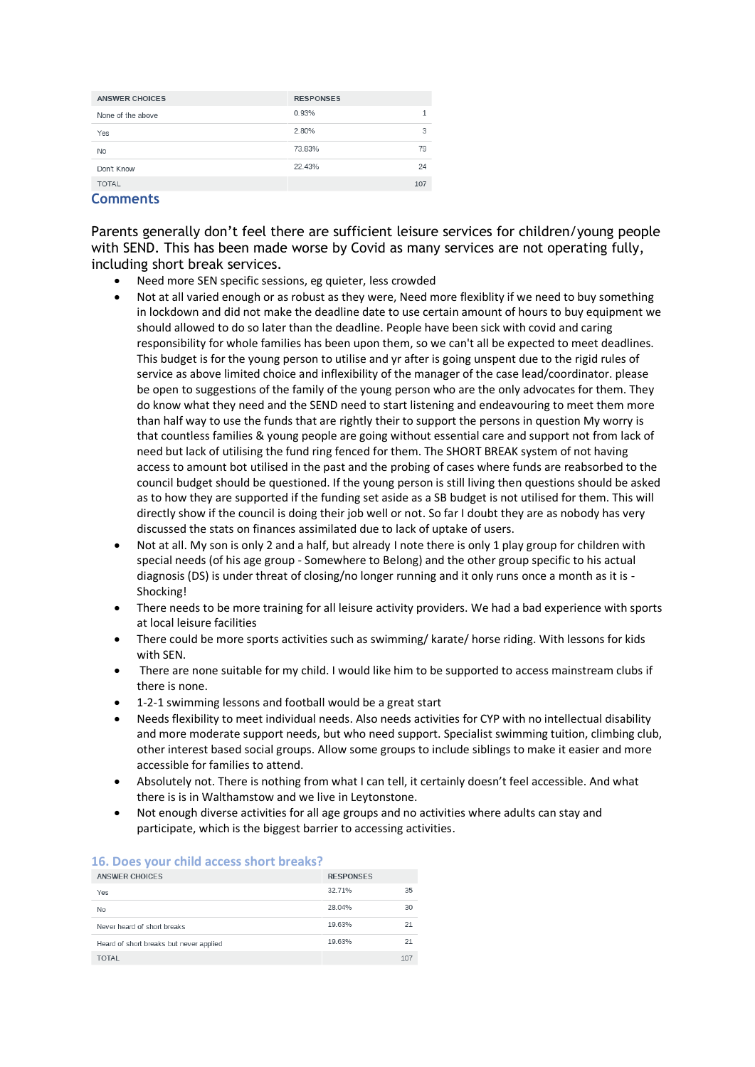| ANSWER CHOICES | RESPONSES | |
|---|---|---|
| None of the above | 0.93% | 1 |
| Yes | 2.80% | 3 |
| No | 73.83% | 79 |
| Dont Know | 22.43% | 24 |
| TOTAL | | 107 |

## Comments

Parents generally don't feel there are sufficient leisure services for children/young people with SEND. This has been made worse by Covid as many services are not operating fully, including short break services.

- Need more SEN specific sessions, eg quieter, less crowded
- Not at all varied enough or as robust as they were, Need more flexiblity if we need to buy something in lockdown and did not make the deadline date to use certain amount of hours to buy equipment we should allowed to do so later than the deadline. People have been sick with covid and caring responsibility for whole families has been upon them, so we can't all be expected to meet deadlines. This budget is for the young person to utilise and yr after is going unspent due to the rigid rules of service as above limited choice and inflexibility of the manager of the case lead/coordinator. please be open to suggestions of the family of the young person who are the only advocates for them. They do know what they need and the SEND need to start listening and endeavouring to meet them more than half way to use the funds that are rightly their to support the persons in question My worry is that countless families & young people are going without essential care and support not from lack of need but lack of utilising the fund ring fenced for them. The SHORT BREAK system of not having access to amount bot utilised in the past and the probing of cases where funds are reabsorbed to the council budget should be questioned. If the young person is still living then questions should be asked as to how they are supported if the funding set aside as a SB budget is not utilised for them. This will directly show if the council is doing their job well or not. So far I doubt they are as nobody has very discussed the stats on finances assimilated due to lack of uptake of users.
- Not at all. My son is only 2 and a half, but already I note there is only 1 play group for children with special needs (of his age group - Somewhere to Belong) and the other group specific to his actual diagnosis (DS) is under threat of closing/no longer running and it only runs once a month as it is - Shocking!
- There needs to be more training for all leisure activity providers. We had a bad experience with sports at local leisure facilities
- There could be more sports activities such as swimming/ karate/ horse riding. With lessons for kids with SEN.
- There are none suitable for my child. I would like him to be supported to access mainstream clubs if there is none.
- 1-2-1 swimming lessons and football would be a great start
- Needs flexibility to meet individual needs. Also needs activities for CYP with no intellectual disability and more moderate support needs, but who need support. Specialist swimming tuition, climbing club, other interest based social groups. Allow some groups to include siblings to make it easier and more accessible for families to attend.
- Absolutely not. There is nothing from what I can tell, it certainly doesn't feel accessible. And what there is is in Walthamstow and we live in Leytonstone.
- Not enough diverse activities for all age groups and no activities where adults can stay and participate, which is the biggest barrier to accessing activities.

## 16. Does your child access short breaks?

| ANSWER CHOICES | RESPONSES | |
|---|---|---|
| Yes | 32.71% | 35 |
| No | 28.04% | 30 |
| Never heard of short breaks | 19.63% | 21 |
| Heard of short breaks but never applied | 19.63% | 21 |
| TOTAL | | 107 |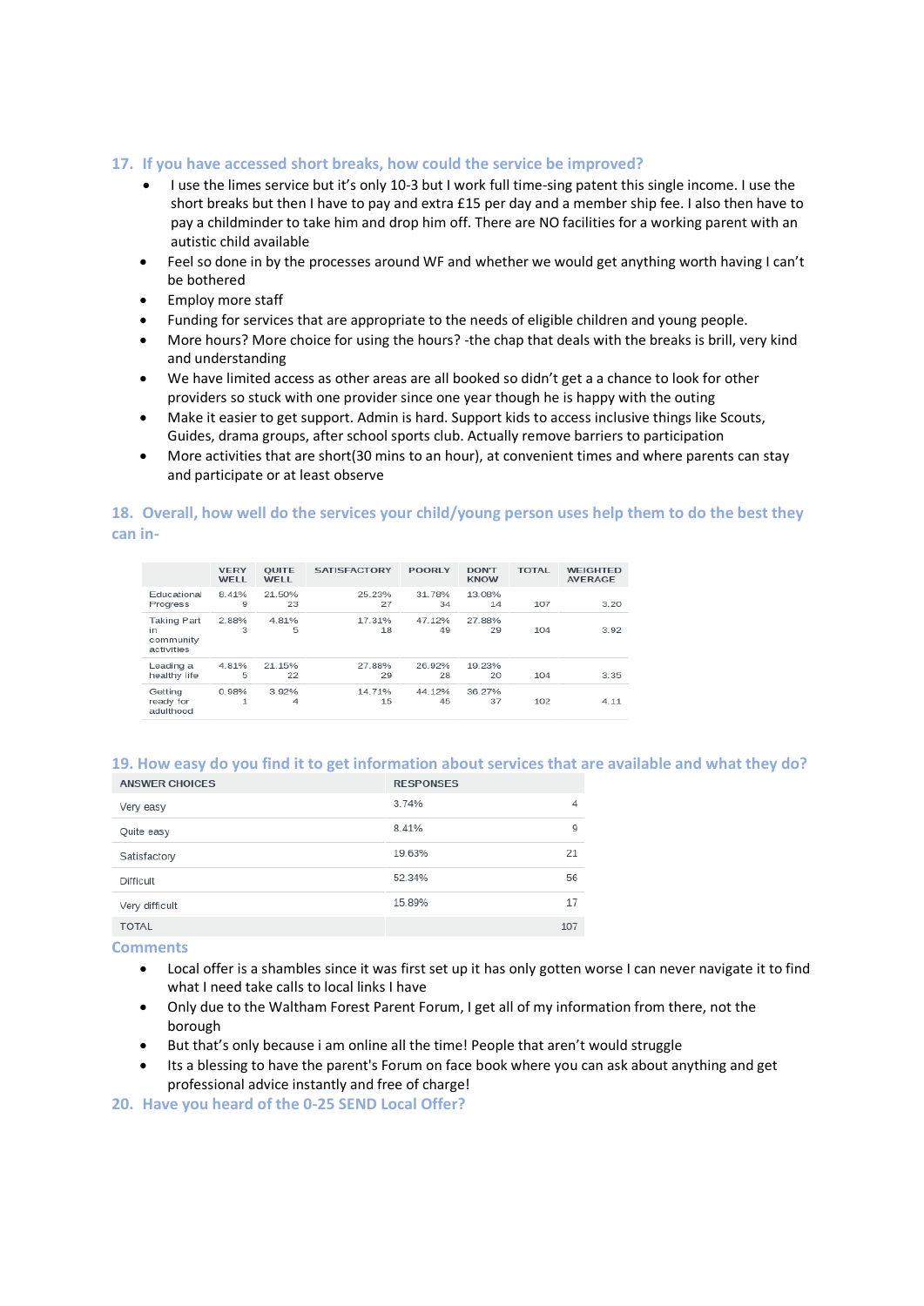## 17. If you have accessed short breaks, how could the service be improved?

- I use the limes service but it's only 10-3 but I work full time-sing patent this single income. I use the short breaks but then I have to pay and extra £15 per day and a member ship fee. I also then have to pay a childminder to take him and drop him off. There are NO facilities for a working parent with an autistic child available
- Feel so done in by the processes around WF and whether we would get anything worth having I can't be bothered
- Employ more staff
- Funding for services that are appropriate to the needs of eligible children and young people.
- More hours? More choice for using the hours? -the chap that deals with the breaks is brill, very kind and understanding
- We have limited access as other areas are all booked so didn't get a a chance to look for other providers so stuck with one provider since one year though he is happy with the outing
- Make it easier to get support. Admin is hard. Support kids to access inclusive things like Scouts, Guides, drama groups, after school sports club. Actually remove barriers to participation
- More activities that are short(30 mins to an hour), at convenient times and where parents can stay and participate or at least observe

## 18. Overall, how well do the services your child/young person uses help them to do the best they can in-

| | VERY WELL | QUITE WELL | SATISFACTORY | POORLY | DON'T KNOW | TOTAL | WEIGHTED AVERAGE |
|---|---|---|---|---|---|---|---|
| Educational Progress | 8.41% 9 | 21.50% 23 | 25.23% 27 | 31.78% 34 | 13.08% 14 | 107 | 3.20 |
| Taking Part in community activities | 2.88% 3 | 4.81% 5 | 17.31% 18 | 47.12% 49 | 27.88% 29 | 104 | 3.92 |
| Leading a healthy life | 4.81% 5 | 21.15% 22 | 27.88% 29 | 26.92% 28 | 19.23% 20 | 104 | 3.35 |
| Getting ready for adulthood | 0.98% 1 | 3.92% 4 | 14.71% 15 | 44.12% 45 | 36.27% 37 | 102 | 4.11 |

## 19. How easy do you find it to get information about services that are available and what they do?

| ANSWER CHOICES | RESPONSES | |
|---|---|---|
| Very easy | 3.74% | 4 |
| Quite easy | 8.41% | 9 |
| Satisfactory | 19.63% | 21 |
| Difficult | 52.34% | 56 |
| Very difficult | 15.89% | 17 |
| TOTAL | | 107 |

### Comments

- Local offer is a shambles since it was first set up it has only gotten worse I can never navigate it to find what I need take calls to local links I have
- Only due to the Waltham Forest Parent Forum, I get all of my information from there, not the borough
- But that's only because i am online all the time! People that aren't would struggle
- Its a blessing to have the parent's Forum on face book where you can ask about anything and get professional advice instantly and free of charge!

## 20. Have you heard of the 0-25 SEND Local Offer?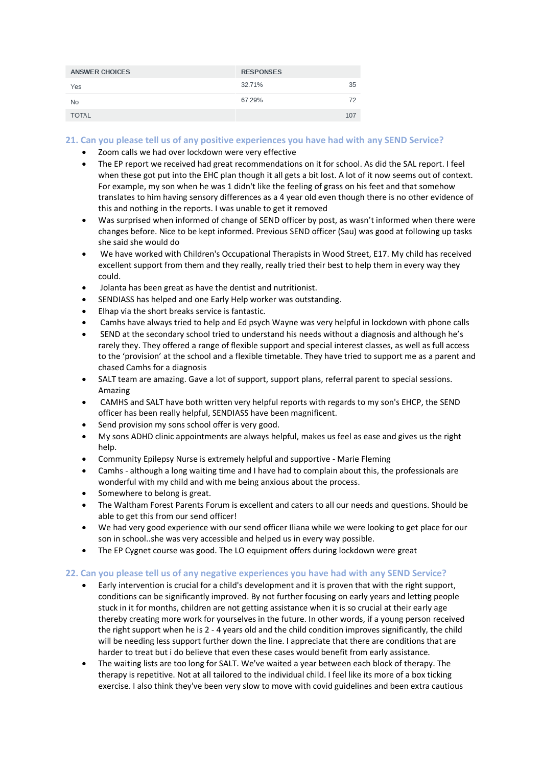| ANSWER CHOICES | RESPONSES | |
|---|---|---|
| Yes | 32.71% | 35 |
| No | 67.29% | 72 |
| TOTAL | | 107 |

### 21. Can you please tell us of any positive experiences you have had with any SEND Service?

- Zoom calls we had over lockdown were very effective
- The EP report we received had great recommendations on it for school. As did the SAL report. I feel when these got put into the EHC plan though it all gets a bit lost. A lot of it now seems out of context. For example, my son when he was 1 didn't like the feeling of grass on his feet and that somehow translates to him having sensory differences as a 4 year old even though there is no other evidence of this and nothing in the reports. I was unable to get it removed
- Was surprised when informed of change of SEND officer by post, as wasn't informed when there were changes before. Nice to be kept informed. Previous SEND officer (Sau) was good at following up tasks she said she would do
- We have worked with Children's Occupational Therapists in Wood Street, E17. My child has received excellent support from them and they really, really tried their best to help them in every way they could.
- Jolanta has been great as have the dentist and nutritionist.
- SENDIASS has helped and one Early Help worker was outstanding.
- Elhap via the short breaks service is fantastic.
- Camhs have always tried to help and Ed psych Wayne was very helpful in lockdown with phone calls
- SEND at the secondary school tried to understand his needs without a diagnosis and although he's rarely they. They offered a range of flexible support and special interest classes, as well as full access to the 'provision' at the school and a flexible timetable. They have tried to support me as a parent and chased Camhs for a diagnosis
- SALT team are amazing. Gave a lot of support, support plans, referral parent to special sessions. Amazing
- CAMHS and SALT have both written very helpful reports with regards to my son's EHCP, the SEND officer has been really helpful, SENDIASS have been magnificent.
- Send provision my sons school offer is very good.
- My sons ADHD clinic appointments are always helpful, makes us feel as ease and gives us the right help.
- Community Epilepsy Nurse is extremely helpful and supportive - Marie Fleming
- Camhs - although a long waiting time and I have had to complain about this, the professionals are wonderful with my child and with me being anxious about the process.
- Somewhere to belong is great.
- The Waltham Forest Parents Forum is excellent and caters to all our needs and questions. Should be able to get this from our send officer!
- We had very good experience with our send officer Iliana while we were looking to get place for our son in school..she was very accessible and helped us in every way possible.
- The EP Cygnet course was good. The LO equipment offers during lockdown were great

### 22. Can you please tell us of any negative experiences you have had with any SEND Service?

- Early intervention is crucial for a child's development and it is proven that with the right support, conditions can be significantly improved. By not further focusing on early years and letting people stuck in it for months, children are not getting assistance when it is so crucial at their early age thereby creating more work for yourselves in the future. In other words, if a young person received the right support when he is 2 - 4 years old and the child condition improves significantly, the child will be needing less support further down the line. I appreciate that there are conditions that are harder to treat but i do believe that even these cases would benefit from early assistance.
- The waiting lists are too long for SALT. We've waited a year between each block of therapy. The therapy is repetitive. Not at all tailored to the individual child. I feel like its more of a box ticking exercise. I also think they've been very slow to move with covid guidelines and been extra cautious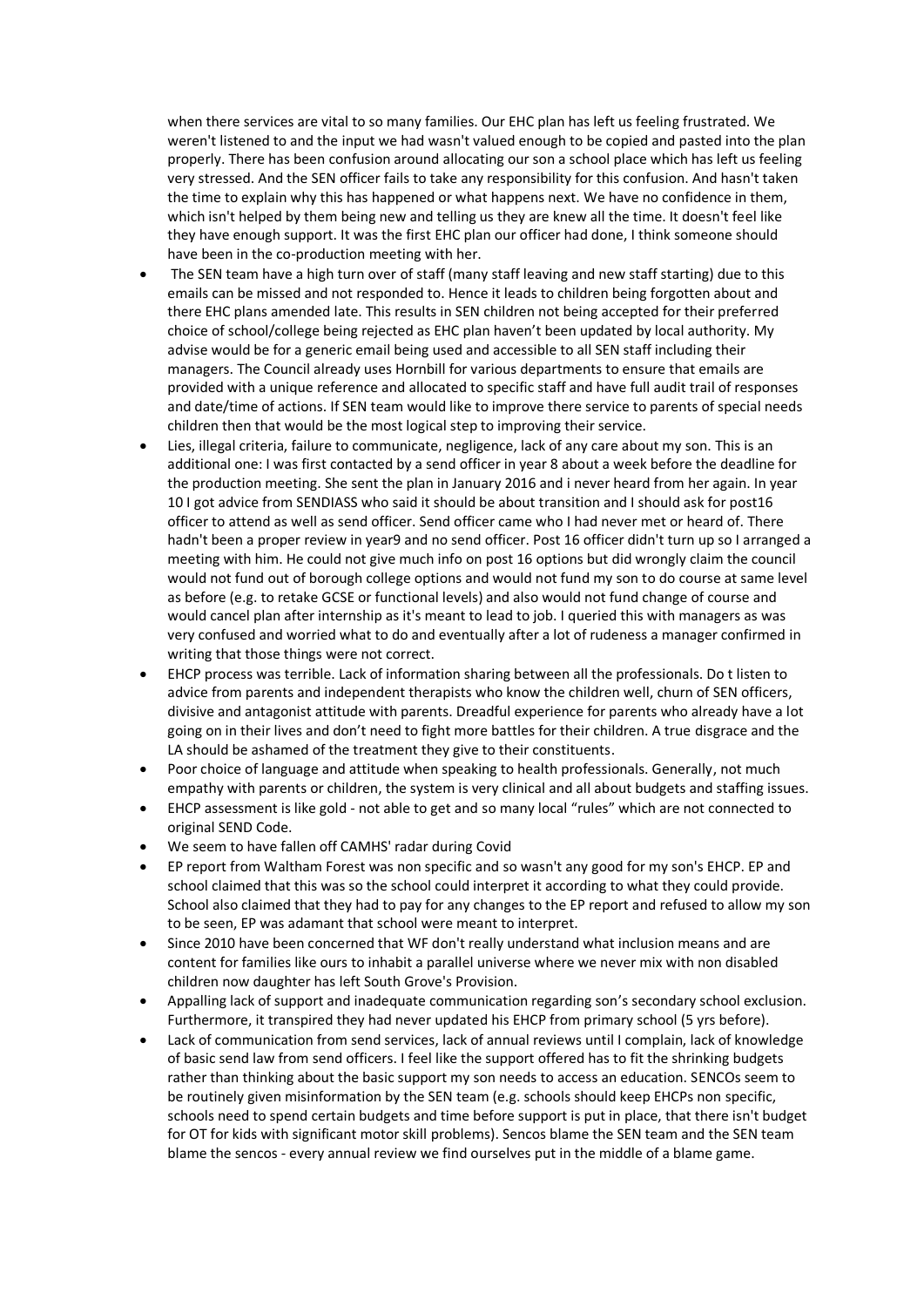when there services are vital to so many families. Our EHC plan has left us feeling frustrated. We weren't listened to and the input we had wasn't valued enough to be copied and pasted into the plan properly. There has been confusion around allocating our son a school place which has left us feeling very stressed. And the SEN officer fails to take any responsibility for this confusion. And hasn't taken the time to explain why this has happened or what happens next. We have no confidence in them, which isn't helped by them being new and telling us they are knew all the time. It doesn't feel like they have enough support. It was the first EHC plan our officer had done, I think someone should have been in the co-production meeting with her.

- The SEN team have a high turn over of staff (many staff leaving and new staff starting) due to this emails can be missed and not responded to. Hence it leads to children being forgotten about and there EHC plans amended late. This results in SEN children not being accepted for their preferred choice of school/college being rejected as EHC plan haven't been updated by local authority. My advise would be for a generic email being used and accessible to all SEN staff including their managers. The Council already uses Hornbill for various departments to ensure that emails are provided with a unique reference and allocated to specific staff and have full audit trail of responses and date/time of actions. If SEN team would like to improve there service to parents of special needs children then that would be the most logical step to improving their service.
- Lies, illegal criteria, failure to communicate, negligence, lack of any care about my son. This is an additional one: I was first contacted by a send officer in year 8 about a week before the deadline for the production meeting. She sent the plan in January 2016 and i never heard from her again. In year 10 I got advice from SENDIASS who said it should be about transition and I should ask for post16 officer to attend as well as send officer. Send officer came who I had never met or heard of. There hadn't been a proper review in year9 and no send officer. Post 16 officer didn't turn up so I arranged a meeting with him. He could not give much info on post 16 options but did wrongly claim the council would not fund out of borough college options and would not fund my son to do course at same level as before (e.g. to retake GCSE or functional levels) and also would not fund change of course and would cancel plan after internship as it's meant to lead to job. I queried this with managers as was very confused and worried what to do and eventually after a lot of rudeness a manager confirmed in writing that those things were not correct.
- EHCP process was terrible. Lack of information sharing between all the professionals. Do t listen to advice from parents and independent therapists who know the children well, churn of SEN officers, divisive and antagonist attitude with parents. Dreadful experience for parents who already have a lot going on in their lives and don't need to fight more battles for their children. A true disgrace and the LA should be ashamed of the treatment they give to their constituents.
- Poor choice of language and attitude when speaking to health professionals. Generally, not much empathy with parents or children, the system is very clinical and all about budgets and staffing issues.
- EHCP assessment is like gold - not able to get and so many local "rules" which are not connected to original SEND Code.
- We seem to have fallen off CAMHS' radar during Covid
- EP report from Waltham Forest was non specific and so wasn't any good for my son's EHCP. EP and school claimed that this was so the school could interpret it according to what they could provide. School also claimed that they had to pay for any changes to the EP report and refused to allow my son to be seen, EP was adamant that school were meant to interpret.
- Since 2010 have been concerned that WF don't really understand what inclusion means and are content for families like ours to inhabit a parallel universe where we never mix with non disabled children now daughter has left South Grove's Provision.
- Appalling lack of support and inadequate communication regarding son's secondary school exclusion. Furthermore, it transpired they had never updated his EHCP from primary school (5 yrs before).
- Lack of communication from send services, lack of annual reviews until I complain, lack of knowledge of basic send law from send officers. I feel like the support offered has to fit the shrinking budgets rather than thinking about the basic support my son needs to access an education. SENCOs seem to be routinely given misinformation by the SEN team (e.g. schools should keep EHCPs non specific, schools need to spend certain budgets and time before support is put in place, that there isn't budget for OT for kids with significant motor skill problems). Sencos blame the SEN team and the SEN team blame the sencos - every annual review we find ourselves put in the middle of a blame game.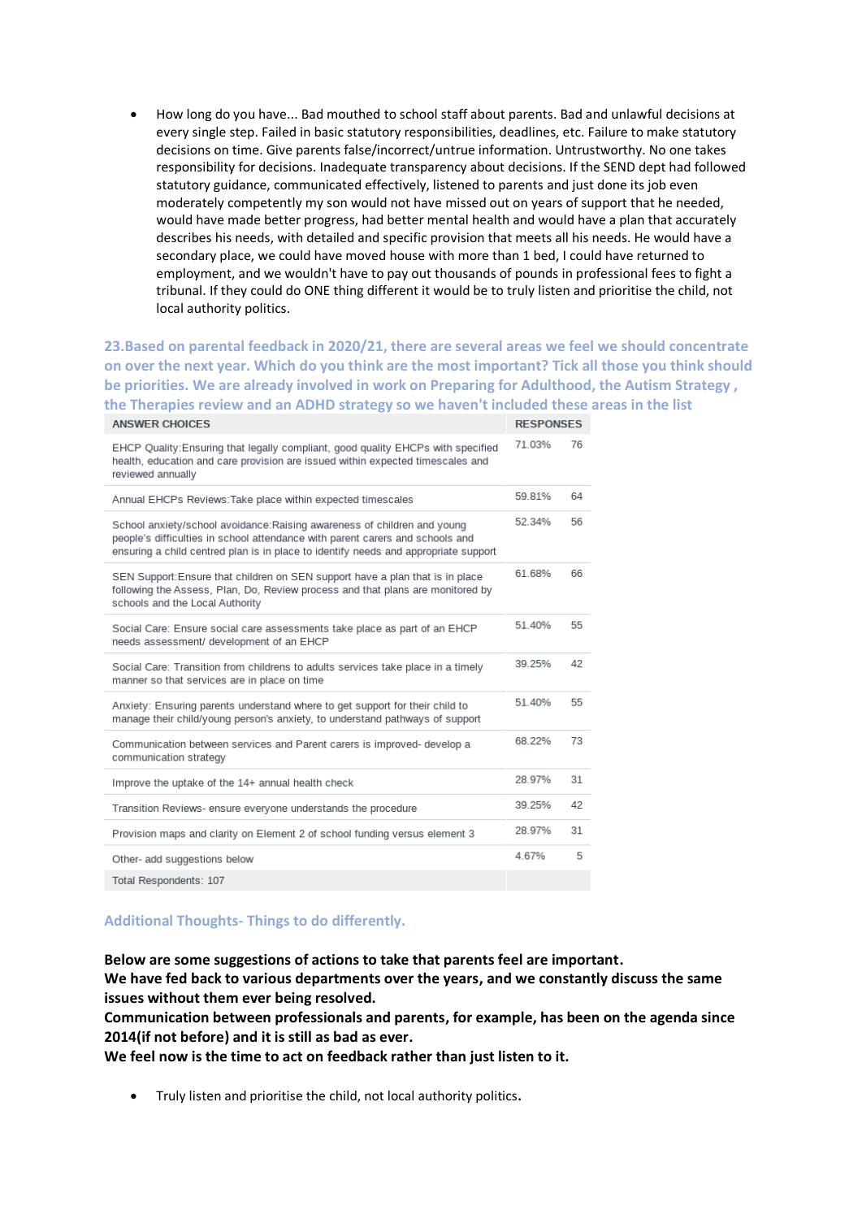- How long do you have... Bad mouthed to school staff about parents. Bad and unlawful decisions at every single step. Failed in basic statutory responsibilities, deadlines, etc. Failure to make statutory decisions on time. Give parents false/incorrect/untrue information. Untrustworthy. No one takes responsibility for decisions. Inadequate transparency about decisions. If the SEND dept had followed statutory guidance, communicated effectively, listened to parents and just done its job even moderately competently my son would not have missed out on years of support that he needed, would have made better progress, had better mental health and would have a plan that accurately describes his needs, with detailed and specific provision that meets all his needs. He would have a secondary place, we could have moved house with more than 1 bed, I could have returned to employment, and we wouldn't have to pay out thousands of pounds in professional fees to fight a tribunal. If they could do ONE thing different it would be to truly listen and prioritise the child, not local authority politics.

### 23.Based on parental feedback in 2020/21, there are several areas we feel we should concentrate on over the next year. Which do you think are the most important? Tick all those you think should be priorities. We are already involved in work on Preparing for Adulthood, the Autism Strategy , the Therapies review and an ADHD strategy so we haven't included these areas in the list

| ANSWER CHOICES | RESPONSES | |
|---|---|---|
| EHCP Quality:Ensuring that legally compliant, good quality EHCPs with specified health, education and care provision are issued within expected timescales and reviewed annually | 71.03% | 76 |
| Annual EHCPs Reviews:Take place within expected timescales | 59.81% | 64 |
| School anxiety/school avoidance:Raising awareness of children and young people's difficulties in school attendance with parent carers and schools and ensuring a child centred plan is in place to identify needs and appropriate support | 52.34% | 56 |
| SEN Support:Ensure that children on SEN support have a plan that is in place following the Assess, Plan, Do, Review process and that plans are monitored by schools and the Local Authority | 61.68% | 66 |
| Social Care: Ensure social care assessments take place as part of an EHCP needs assessment/ development of an EHCP | 51.40% | 55 |
| Social Care: Transition from childrens to adults services take place in a timely manner so that services are in place on time | 39.25% | 42 |
| Anxiety: Ensuring parents understand where to get support for their child to manage their child/young person's anxiety, to understand pathways of support | 51.40% | 55 |
| Communication between services and Parent carers is improved- develop a communication strategy | 68.22% | 73 |
| Improve the uptake of the 14+ annual health check | 28.97% | 31 |
| Transition Reviews- ensure everyone understands the procedure | 39.25% | 42 |
| Provision maps and clarity on Element 2 of school funding versus element 3 | 28.97% | 31 |
| Other- add suggestions below | 4.67% | 5 |
| Total Respondents: 107 | | |

### Additional Thoughts- Things to do differently.

**Below are some suggestions of actions to take that parents feel are important.**
**We have fed back to various departments over the years, and we constantly discuss the same issues without them ever being resolved.**
**Communication between professionals and parents, for example, has been on the agenda since 2014(if not before) and it is still as bad as ever.**
**We feel now is the time to act on feedback rather than just listen to it.**

- Truly listen and prioritise the child, not local authority politics.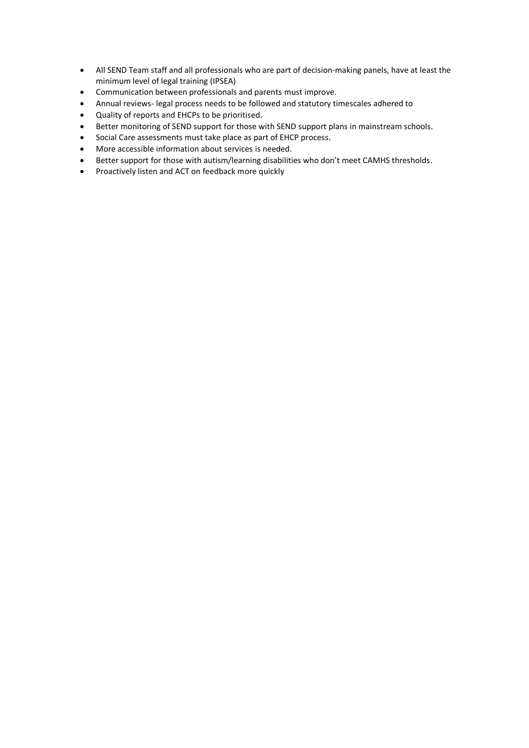- All SEND Team staff and all professionals who are part of decision-making panels, have at least the minimum level of legal training (IPSEA)
- Communication between professionals and parents must improve.
- Annual reviews- legal process needs to be followed and statutory timescales adhered to
- Quality of reports and EHCPs to be prioritised.
- Better monitoring of SEND support for those with SEND support plans in mainstream schools.
- Social Care assessments must take place as part of EHCP process.
- More accessible information about services is needed.
- Better support for those with autism/learning disabilities who don't meet CAMHS thresholds.
- Proactively listen and ACT on feedback more quickly